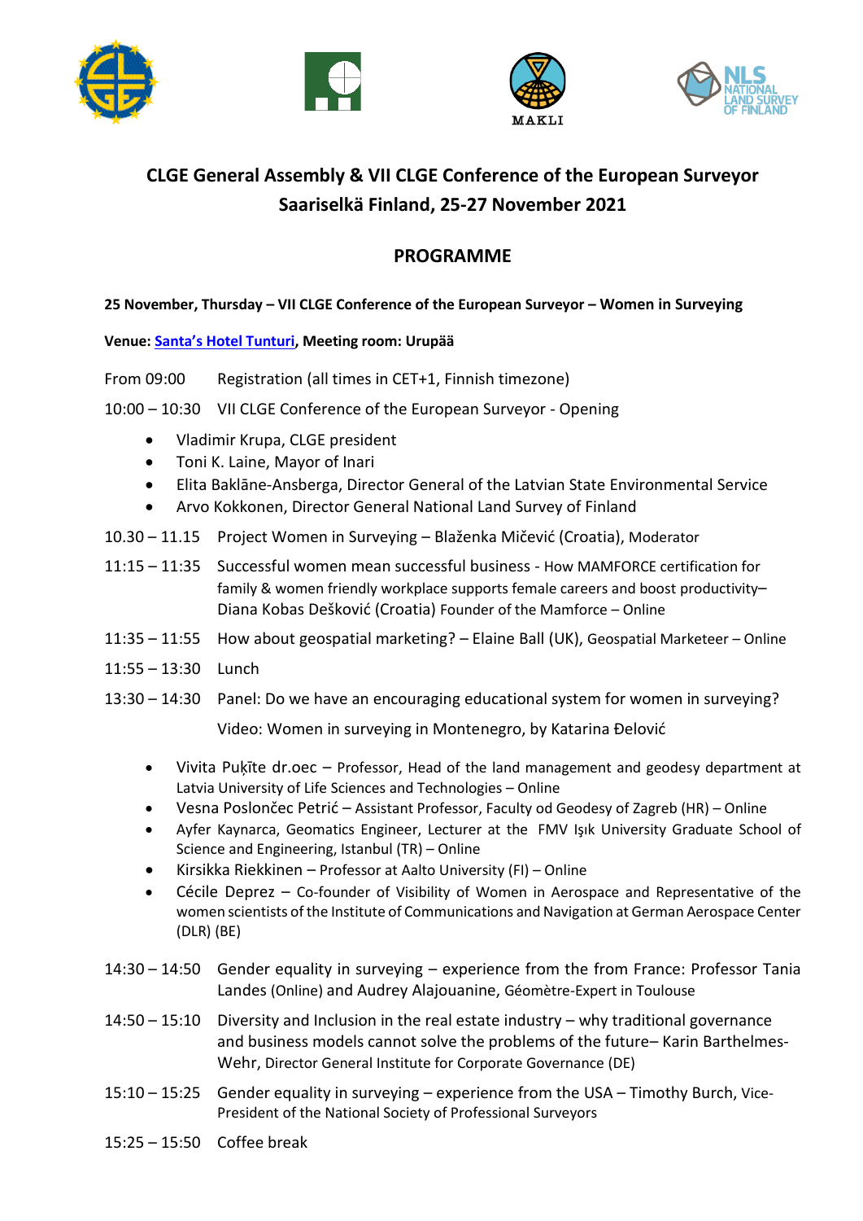# CLGE General Assembly & VII CLGE Conference of the European Surveyor
# Saariselkä Finland, 25-27 November 2021

## PROGRAMME

**25 November, Thursday – VII CLGE Conference of the European Surveyor – Women in Surveying**

**Venue: Santa's Hotel Tunturi, Meeting room: Urupää**

From 09:00 Registration (all times in CET+1, Finnish timezone)

10:00 – 10:30 VII CLGE Conference of the European Surveyor - Opening

- Vladimir Krupa, CLGE president
- Toni K. Laine, Mayor of Inari
- Elita Baklāne-Ansberga, Director General of the Latvian State Environmental Service
- Arvo Kokkonen, Director General National Land Survey of Finland

10.30 – 11.15 Project Women in Surveying – Blaženka Mičević (Croatia), Moderator

11:15 – 11:35 Successful women mean successful business - How MAMFORCE certification for family & women friendly workplace supports female careers and boost productivity– Diana Kobas Dešković (Croatia) Founder of the Mamforce – Online

11:35 – 11:55 How about geospatial marketing? – Elaine Ball (UK), Geospatial Marketeer – Online

11:55 – 13:30 Lunch

13:30 – 14:30 Panel: Do we have an encouraging educational system for women in surveying?

Video: Women in surveying in Montenegro, by Katarina Đelović

- Vivita Puķīte dr.oec – Professor, Head of the land management and geodesy department at Latvia University of Life Sciences and Technologies – Online
- Vesna Poslončec Petrić – Assistant Professor, Faculty od Geodesy of Zagreb (HR) – Online
- Ayfer Kaynarca, Geomatics Engineer, Lecturer at the FMV Işık University Graduate School of Science and Engineering, Istanbul (TR) – Online
- Kirsikka Riekkinen – Professor at Aalto University (FI) – Online
- Cécile Deprez – Co-founder of Visibility of Women in Aerospace and Representative of the women scientists of the Institute of Communications and Navigation at German Aerospace Center (DLR) (BE)

14:30 – 14:50 Gender equality in surveying – experience from the from France: Professor Tania Landes (Online) and Audrey Alajouanine, Géomètre-Expert in Toulouse

14:50 – 15:10 Diversity and Inclusion in the real estate industry – why traditional governance and business models cannot solve the problems of the future– Karin Barthelmes-Wehr, Director General Institute for Corporate Governance (DE)

15:10 – 15:25 Gender equality in surveying – experience from the USA – Timothy Burch, Vice-President of the National Society of Professional Surveyors

15:25 – 15:50 Coffee break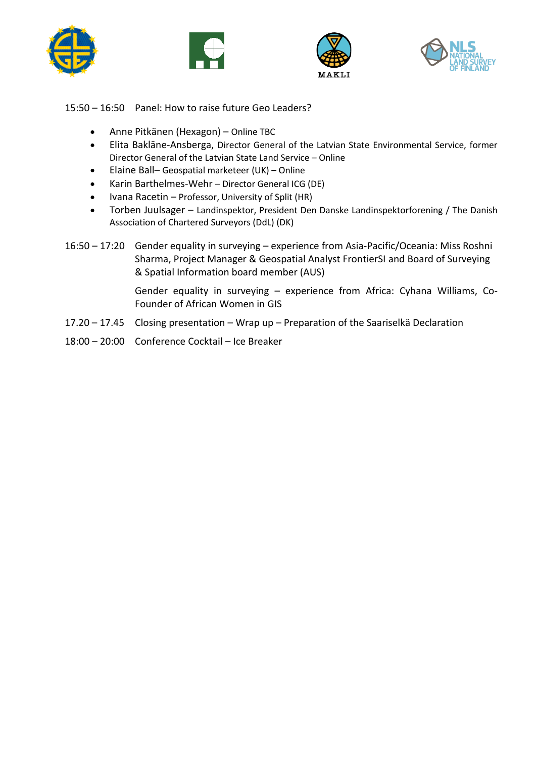15:50 – 16:50 Panel: How to raise future Geo Leaders?

- Anne Pitkänen (Hexagon) – Online TBC
- Elita Baklāne-Ansberga, Director General of the Latvian State Environmental Service, former Director General of the Latvian State Land Service – Online
- Elaine Ball– Geospatial marketeer (UK) – Online
- Karin Barthelmes-Wehr – Director General ICG (DE)
- Ivana Racetin – Professor, University of Split (HR)
- Torben Juulsager – Landinspektor, President Den Danske Landinspektorforening / The Danish Association of Chartered Surveyors (DdL) (DK)

16:50 – 17:20 Gender equality in surveying – experience from Asia-Pacific/Oceania: Miss Roshni Sharma, Project Manager & Geospatial Analyst FrontierSI and Board of Surveying & Spatial Information board member (AUS)

Gender equality in surveying – experience from Africa: Cyhana Williams, Co-Founder of African Women in GIS

17.20 – 17.45 Closing presentation – Wrap up – Preparation of the Saariselkä Declaration

18:00 – 20:00 Conference Cocktail – Ice Breaker